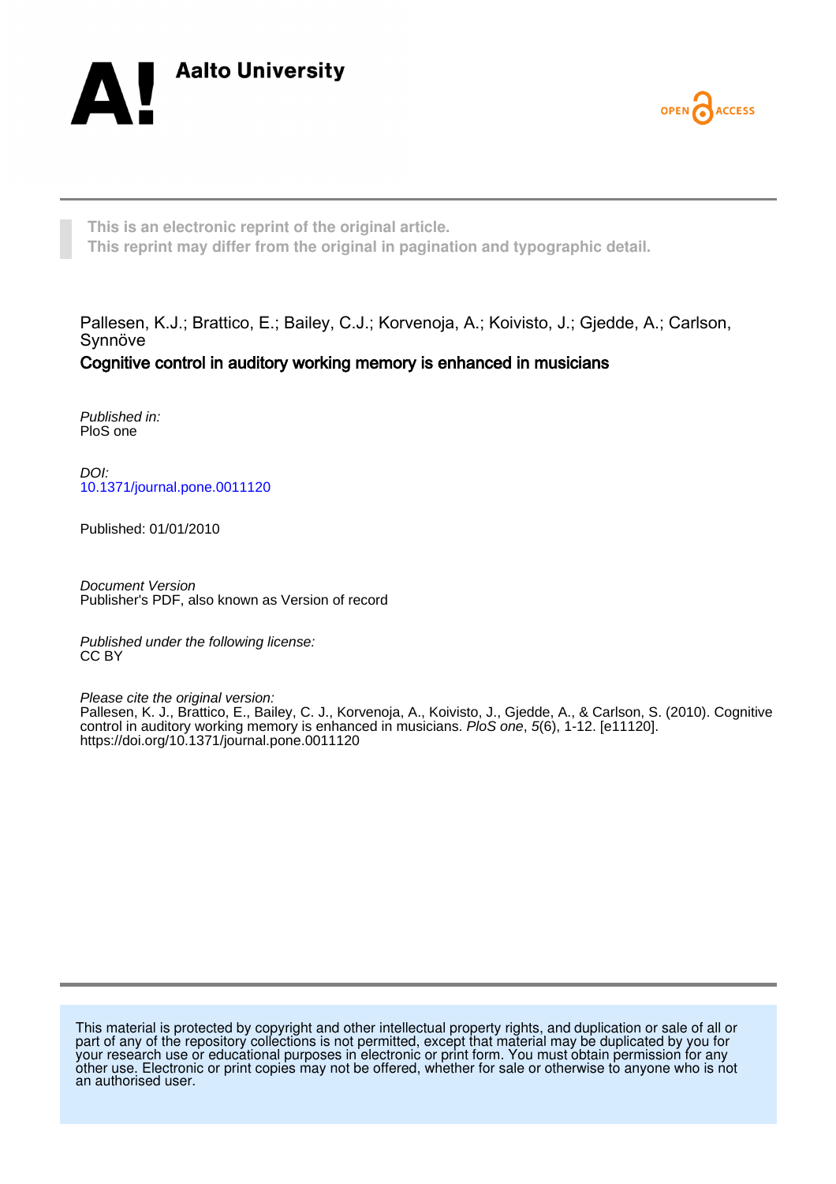Aalto University

OPEN ACCESS

This is an electronic reprint of the original article.
This reprint may differ from the original in pagination and typographic detail.

Pallesen, K.J.; Brattico, E.; Bailey, C.J.; Korvenoja, A.; Koivisto, J.; Gjedde, A.; Carlson, Synnöve

**Cognitive control in auditory working memory is enhanced in musicians**

*Published in:*
PloS one

*DOI:*
10.1371/journal.pone.0011120

Published: 01/01/2010

*Document Version*
Publisher's PDF, also known as Version of record

*Published under the following license:*
CC BY

*Please cite the original version:*
Pallesen, K. J., Brattico, E., Bailey, C. J., Korvenoja, A., Koivisto, J., Gjedde, A., & Carlson, S. (2010). Cognitive control in auditory working memory is enhanced in musicians. *PloS one*, *5*(6), 1-12. [e11120]. https://doi.org/10.1371/journal.pone.0011120

This material is protected by copyright and other intellectual property rights, and duplication or sale of all or part of any of the repository collections is not permitted, except that material may be duplicated by you for your research use or educational purposes in electronic or print form. You must obtain permission for any other use. Electronic or print copies may not be offered, whether for sale or otherwise to anyone who is not an authorised user.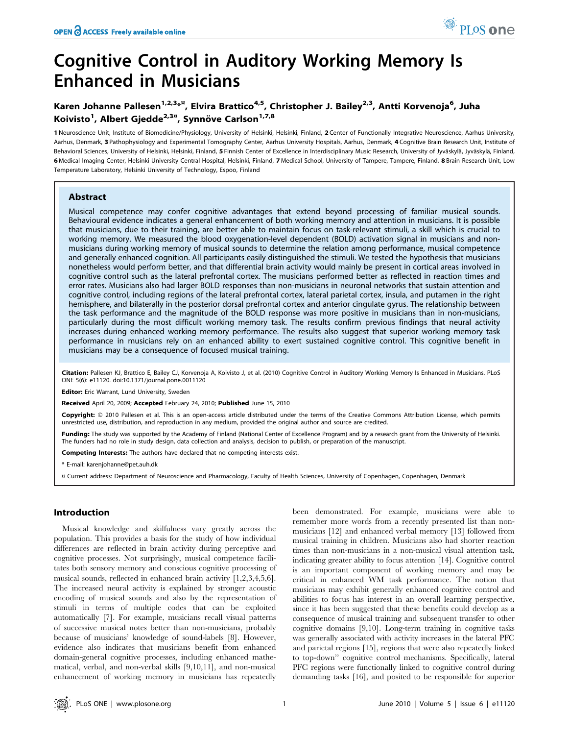# Cognitive Control in Auditory Working Memory Is Enhanced in Musicians

**Karen Johanne Pallesen[1,2,3*¤], Elvira Brattico[4,5], Christopher J. Bailey[2,3], Antti Korvenoja[6], Juha Koivisto[1], Albert Gjedde[2,3¤], Synnöve Carlson[1,7,8]**

**1** Neuroscience Unit, Institute of Biomedicine/Physiology, University of Helsinki, Helsinki, Finland, **2** Center of Functionally Integrative Neuroscience, Aarhus University, Aarhus, Denmark, **3** Pathophysiology and Experimental Tomography Center, Aarhus University Hospitals, Aarhus, Denmark, **4** Cognitive Brain Research Unit, Institute of Behavioral Sciences, University of Helsinki, Helsinki, Finland, **5** Finnish Center of Excellence in Interdisciplinary Music Research, University of Jyväskylä, Jyväskylä, Finland, **6** Medical Imaging Center, Helsinki University Central Hospital, Helsinki, Finland, **7** Medical School, University of Tampere, Tampere, Finland, **8** Brain Research Unit, Low Temperature Laboratory, Helsinki University of Technology, Espoo, Finland

## Abstract

Musical competence may confer cognitive advantages that extend beyond processing of familiar musical sounds. Behavioural evidence indicates a general enhancement of both working memory and attention in musicians. It is possible that musicians, due to their training, are better able to maintain focus on task-relevant stimuli, a skill which is crucial to working memory. We measured the blood oxygenation-level dependent (BOLD) activation signal in musicians and non-musicians during working memory of musical sounds to determine the relation among performance, musical competence and generally enhanced cognition. All participants easily distinguished the stimuli. We tested the hypothesis that musicians nonetheless would perform better, and that differential brain activity would mainly be present in cortical areas involved in cognitive control such as the lateral prefrontal cortex. The musicians performed better as reflected in reaction times and error rates. Musicians also had larger BOLD responses than non-musicians in neuronal networks that sustain attention and cognitive control, including regions of the lateral prefrontal cortex, lateral parietal cortex, insula, and putamen in the right hemisphere, and bilaterally in the posterior dorsal prefrontal cortex and anterior cingulate gyrus. The relationship between the task performance and the magnitude of the BOLD response was more positive in musicians than in non-musicians, particularly during the most difficult working memory task. The results confirm previous findings that neural activity increases during enhanced working memory performance. The results also suggest that superior working memory task performance in musicians rely on an enhanced ability to exert sustained cognitive control. This cognitive benefit in musicians may be a consequence of focused musical training.

**Citation:** Pallesen KJ, Brattico E, Bailey CJ, Korvenoja A, Koivisto J, et al. (2010) Cognitive Control in Auditory Working Memory Is Enhanced in Musicians. PLoS ONE 5(6): e11120. doi:10.1371/journal.pone.0011120

**Editor:** Eric Warrant, Lund University, Sweden

**Received** April 20, 2009; **Accepted** February 24, 2010; **Published** June 15, 2010

**Copyright:** © 2010 Pallesen et al. This is an open-access article distributed under the terms of the Creative Commons Attribution License, which permits unrestricted use, distribution, and reproduction in any medium, provided the original author and source are credited.

**Funding:** The study was supported by the Academy of Finland (National Center of Excellence Program) and by a research grant from the University of Helsinki. The funders had no role in study design, data collection and analysis, decision to publish, or preparation of the manuscript.

**Competing Interests:** The authors have declared that no competing interests exist.

\* E-mail: karenjohanne@pet.auh.dk

¤ Current address: Department of Neuroscience and Pharmacology, Faculty of Health Sciences, University of Copenhagen, Copenhagen, Denmark

## Introduction

Musical knowledge and skilfulness vary greatly across the population. This provides a basis for the study of how individual differences are reflected in brain activity during perceptive and cognitive processes. Not surprisingly, musical competence facilitates both sensory memory and conscious cognitive processing of musical sounds, reflected in enhanced brain activity [1,2,3,4,5,6]. The increased neural activity is explained by stronger acoustic encoding of musical sounds and also by the representation of stimuli in terms of multiple codes that can be exploited automatically [7]. For example, musicians recall visual patterns of successive musical notes better than non-musicians, probably because of musicians' knowledge of sound-labels [8]. However, evidence also indicates that musicians benefit from enhanced domain-general cognitive processes, including enhanced mathematical, verbal, and non-verbal skills [9,10,11], and non-musical enhancement of working memory in musicians has repeatedly been demonstrated. For example, musicians were able to remember more words from a recently presented list than non-musicians [12] and enhanced verbal memory [13] followed from musical training in children. Musicians also had shorter reaction times than non-musicians in a non-musical visual attention task, indicating greater ability to focus attention [14]. Cognitive control is an important component of working memory and may be critical in enhanced WM task performance. The notion that musicians may exhibit generally enhanced cognitive control and abilities to focus has interest in an overall learning perspective, since it has been suggested that these benefits could develop as a consequence of musical training and subsequent transfer to other cognitive domains [9,10]. Long-term training in cognitive tasks was generally associated with activity increases in the lateral PFC and parietal regions [15], regions that were also repeatedly linked to top-down" cognitive control mechanisms. Specifically, lateral PFC regions were functionally linked to cognitive control during demanding tasks [16], and posited to be responsible for superior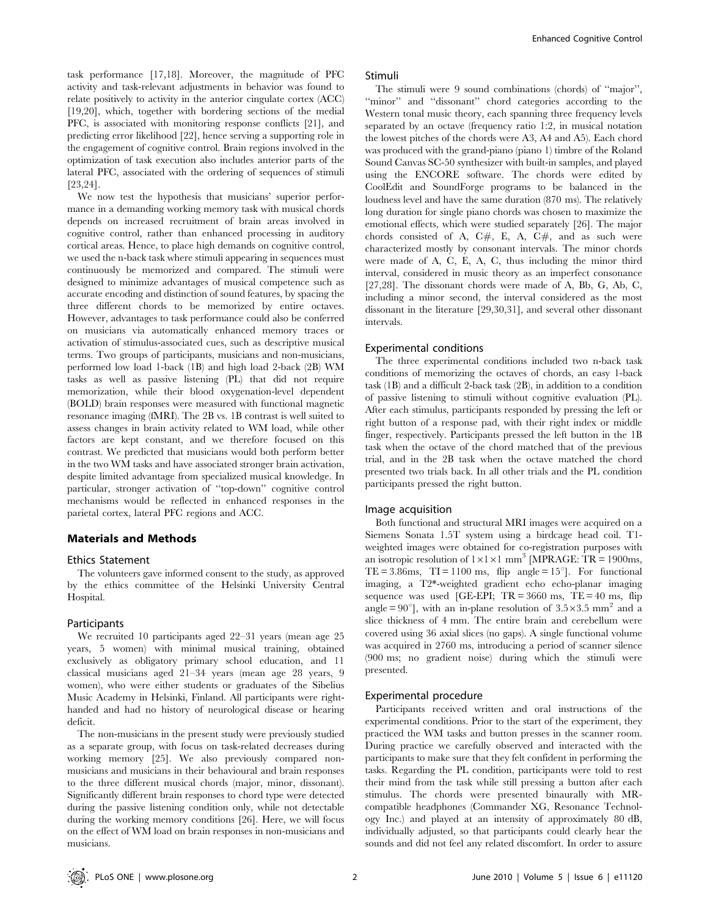task performance [17,18]. Moreover, the magnitude of PFC activity and task-relevant adjustments in behavior was found to relate positively to activity in the anterior cingulate cortex (ACC) [19,20], which, together with bordering sections of the medial PFC, is associated with monitoring response conflicts [21], and predicting error likelihood [22], hence serving a supporting role in the engagement of cognitive control. Brain regions involved in the optimization of task execution also includes anterior parts of the lateral PFC, associated with the ordering of sequences of stimuli [23,24].

We now test the hypothesis that musicians' superior performance in a demanding working memory task with musical chords depends on increased recruitment of brain areas involved in cognitive control, rather than enhanced processing in auditory cortical areas. Hence, to place high demands on cognitive control, we used the n-back task where stimuli appearing in sequences must continuously be memorized and compared. The stimuli were designed to minimize advantages of musical competence such as accurate encoding and distinction of sound features, by spacing the three different chords to be memorized by entire octaves. However, advantages to task performance could also be conferred on musicians via automatically enhanced memory traces or activation of stimulus-associated cues, such as descriptive musical terms. Two groups of participants, musicians and non-musicians, performed low load 1-back (1B) and high load 2-back (2B) WM tasks as well as passive listening (PL) that did not require memorization, while their blood oxygenation-level dependent (BOLD) brain responses were measured with functional magnetic resonance imaging (fMRI). The 2B vs. 1B contrast is well suited to assess changes in brain activity related to WM load, while other factors are kept constant, and we therefore focused on this contrast. We predicted that musicians would both perform better in the two WM tasks and have associated stronger brain activation, despite limited advantage from specialized musical knowledge. In particular, stronger activation of "top-down" cognitive control mechanisms would be reflected in enhanced responses in the parietal cortex, lateral PFC regions and ACC.

## Materials and Methods

### Ethics Statement

The volunteers gave informed consent to the study, as approved by the ethics committee of the Helsinki University Central Hospital.

### Participants

We recruited 10 participants aged 22–31 years (mean age 25 years, 5 women) with minimal musical training, obtained exclusively as obligatory primary school education, and 11 classical musicians aged 21–34 years (mean age 28 years, 9 women), who were either students or graduates of the Sibelius Music Academy in Helsinki, Finland. All participants were right-handed and had no history of neurological disease or hearing deficit.

The non-musicians in the present study were previously studied as a separate group, with focus on task-related decreases during working memory [25]. We also previously compared non-musicians and musicians in their behavioural and brain responses to the three different musical chords (major, minor, dissonant). Significantly different brain responses to chord type were detected during the passive listening condition only, while not detectable during the working memory conditions [26]. Here, we will focus on the effect of WM load on brain responses in non-musicians and musicians.

### Stimuli

The stimuli were 9 sound combinations (chords) of "major", "minor" and "dissonant" chord categories according to the Western tonal music theory, each spanning three frequency levels separated by an octave (frequency ratio 1:2, in musical notation the lowest pitches of the chords were A3, A4 and A5). Each chord was produced with the grand-piano (piano 1) timbre of the Roland Sound Canvas SC-50 synthesizer with built-in samples, and played using the ENCORE software. The chords were edited by CoolEdit and SoundForge programs to be balanced in the loudness level and have the same duration (870 ms). The relatively long duration for single piano chords was chosen to maximize the emotional effects, which were studied separately [26]. The major chords consisted of A, C#, E, A, C#, and as such were characterized mostly by consonant intervals. The minor chords were made of A, C, E, A, C, thus including the minor third interval, considered in music theory as an imperfect consonance [27,28]. The dissonant chords were made of A, Bb, G, Ab, C, including a minor second, the interval considered as the most dissonant in the literature [29,30,31], and several other dissonant intervals.

### Experimental conditions

The three experimental conditions included two n-back task conditions of memorizing the octaves of chords, an easy 1-back task (1B) and a difficult 2-back task (2B), in addition to a condition of passive listening to stimuli without cognitive evaluation (PL). After each stimulus, participants responded by pressing the left or right button of a response pad, with their right index or middle finger, respectively. Participants pressed the left button in the 1B task when the octave of the chord matched that of the previous trial, and in the 2B task when the octave matched the chord presented two trials back. In all other trials and the PL condition participants pressed the right button.

### Image acquisition

Both functional and structural MRI images were acquired on a Siemens Sonata 1.5T system using a birdcage head coil. T1-weighted images were obtained for co-registration purposes with an isotropic resolution of $1\times1\times1$ mm$^3$ [MPRAGE: TR = 1900ms, TE = 3.86ms, TI = 1100 ms, flip angle = 15°]. For functional imaging, a T2*-weighted gradient echo echo-planar imaging sequence was used [GE-EPI; TR = 3660 ms, TE = 40 ms, flip angle = 90°], with an in-plane resolution of $3.5\times3.5$ mm$^2$ and a slice thickness of 4 mm. The entire brain and cerebellum were covered using 36 axial slices (no gaps). A single functional volume was acquired in 2760 ms, introducing a period of scanner silence (900 ms; no gradient noise) during which the stimuli were presented.

### Experimental procedure

Participants received written and oral instructions of the experimental conditions. Prior to the start of the experiment, they practiced the WM tasks and button presses in the scanner room. During practice we carefully observed and interacted with the participants to make sure that they felt confident in performing the tasks. Regarding the PL condition, participants were told to rest their mind from the task while still pressing a button after each stimulus. The chords were presented binaurally with MR-compatible headphones (Commander XG, Resonance Technology Inc.) and played at an intensity of approximately 80 dB, individually adjusted, so that participants could clearly hear the sounds and did not feel any related discomfort. In order to assure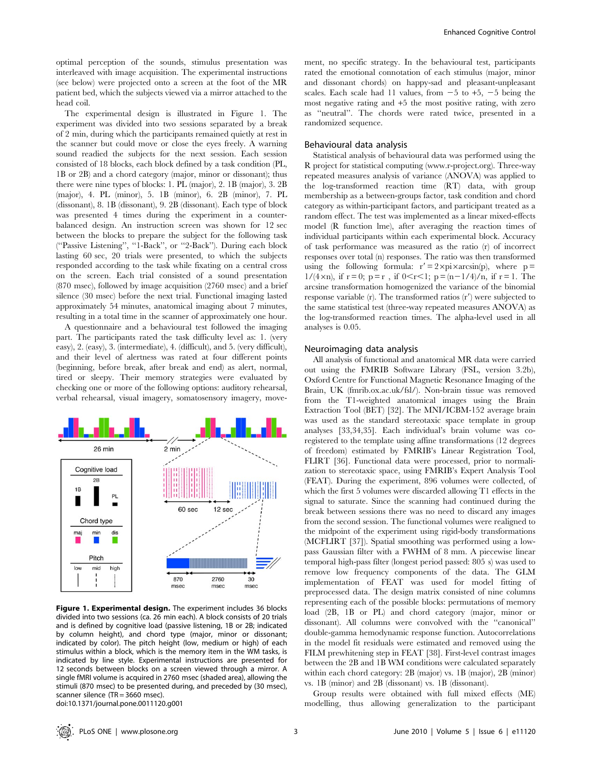optimal perception of the sounds, stimulus presentation was interleaved with image acquisition. The experimental instructions (see below) were projected onto a screen at the foot of the MR patient bed, which the subjects viewed via a mirror attached to the head coil.

The experimental design is illustrated in Figure 1. The experiment was divided into two sessions separated by a break of 2 min, during which the participants remained quietly at rest in the scanner but could move or close the eyes freely. A warning sound readied the subjects for the next session. Each session consisted of 18 blocks, each block defined by a task condition (PL, 1B or 2B) and a chord category (major, minor or dissonant); thus there were nine types of blocks: 1. PL (major), 2. 1B (major), 3. 2B (major), 4. PL (minor), 5. 1B (minor), 6. 2B (minor), 7. PL (dissonant), 8. 1B (dissonant), 9. 2B (dissonant). Each type of block was presented 4 times during the experiment in a counter-balanced design. An instruction screen was shown for 12 sec between the blocks to prepare the subject for the following task ("Passive Listening", "1-Back", or "2-Back"). During each block lasting 60 sec, 20 trials were presented, to which the subjects responded according to the task while fixating on a central cross on the screen. Each trial consisted of a sound presentation (870 msec), followed by image acquisition (2760 msec) and a brief silence (30 msec) before the next trial. Functional imaging lasted approximately 54 minutes, anatomical imaging about 7 minutes, resulting in a total time in the scanner of approximately one hour.

A questionnaire and a behavioural test followed the imaging part. The participants rated the task difficulty level as: 1. (very easy), 2. (easy), 3. (intermediate), 4. (difficult), and 5. (very difficult), and their level of alertness was rated at four different points (beginning, before break, after break and end) as alert, normal, tired or sleepy. Their memory strategies were evaluated by checking one or more of the following options: auditory rehearsal, verbal rehearsal, visual imagery, somatosensory imagery, movement, no specific strategy. In the behavioural test, participants rated the emotional connotation of each stimulus (major, minor and dissonant chords) on happy-sad and pleasant-unpleasant scales. Each scale had 11 values, from −5 to +5, −5 being the most negative rating and +5 the most positive rating, with zero as "neutral". The chords were rated twice, presented in a randomized sequence.

**Figure 1. Experimental design.** The experiment includes 36 blocks divided into two sessions (ca. 26 min each). A block consists of 20 trials and is defined by cognitive load (passive listening, 1B or 2B; indicated by column height), and chord type (major, minor or dissonant; indicated by color). The pitch height (low, medium or high) of each stimulus within a block, which is the memory item in the WM tasks, is indicated by line style. Experimental instructions are presented for 12 seconds between blocks on a screen viewed through a mirror. A single fMRI volume is acquired in 2760 msec (shaded area), allowing the stimuli (870 msec) to be presented during, and preceded by (30 msec), scanner silence (TR = 3660 msec).
doi:10.1371/journal.pone.0011120.g001

## Behavioural data analysis

Statistical analysis of behavioural data was performed using the R project for statistical computing (www.r-project.org). Three-way repeated measures analysis of variance (ANOVA) was applied to the log-transformed reaction time (RT) data, with group membership as a between-groups factor, task condition and chord category as within-participant factors, and participant treated as a random effect. The test was implemented as a linear mixed-effects model (R function lme), after averaging the reaction times of individual participants within each experimental block. Accuracy of task performance was measured as the ratio (r) of incorrect responses over total (n) responses. The ratio was then transformed using the following formula: $r' = 2 \times pi \times \arcsin(p)$, where $p = 1/(4 \times n)$, if $r = 0$; $p = r$, if $0 < r < 1$; $p = (n - 1/4)/n$, if $r = 1$. The arcsine transformation homogenized the variance of the binomial response variable (r). The transformed ratios (r′) were subjected to the same statistical test (three-way repeated measures ANOVA) as the log-transformed reaction times. The alpha-level used in all analyses is 0.05.

## Neuroimaging data analysis

All analysis of functional and anatomical MR data were carried out using the FMRIB Software Library (FSL, version 3.2b), Oxford Centre for Functional Magnetic Resonance Imaging of the Brain, UK (fmrib.ox.ac.uk/fsl/). Non-brain tissue was removed from the T1-weighted anatomical images using the Brain Extraction Tool (BET) [32]. The MNI/ICBM-152 average brain was used as the standard stereotaxic space template in group analyses [33,34,35]. Each individual's brain volume was co-registered to the template using affine transformations (12 degrees of freedom) estimated by FMRIB's Linear Registration Tool, FLIRT [36]. Functional data were processed, prior to normalization to stereotaxic space, using FMRIB's Expert Analysis Tool (FEAT). During the experiment, 896 volumes were collected, of which the first 5 volumes were discarded allowing T1 effects in the signal to saturate. Since the scanning had continued during the break between sessions there was no need to discard any images from the second session. The functional volumes were realigned to the midpoint of the experiment using rigid-body transformations (MCFLIRT [37]). Spatial smoothing was performed using a low-pass Gaussian filter with a FWHM of 8 mm. A piecewise linear temporal high-pass filter (longest period passed: 805 s) was used to remove low frequency components of the data. The GLM implementation of FEAT was used for model fitting of preprocessed data. The design matrix consisted of nine columns representing each of the possible blocks: permutations of memory load (2B, 1B or PL) and chord category (major, minor or dissonant). All columns were convolved with the "canonical" double-gamma hemodynamic response function. Autocorrelations in the model fit residuals were estimated and removed using the FILM prewhitening step in FEAT [38]. First-level contrast images between the 2B and 1B WM conditions were calculated separately within each chord category: 2B (major) vs. 1B (major), 2B (minor) vs. 1B (minor) and 2B (dissonant) vs. 1B (dissonant).

Group results were obtained with full mixed effects (ME) modelling, thus allowing generalization to the participant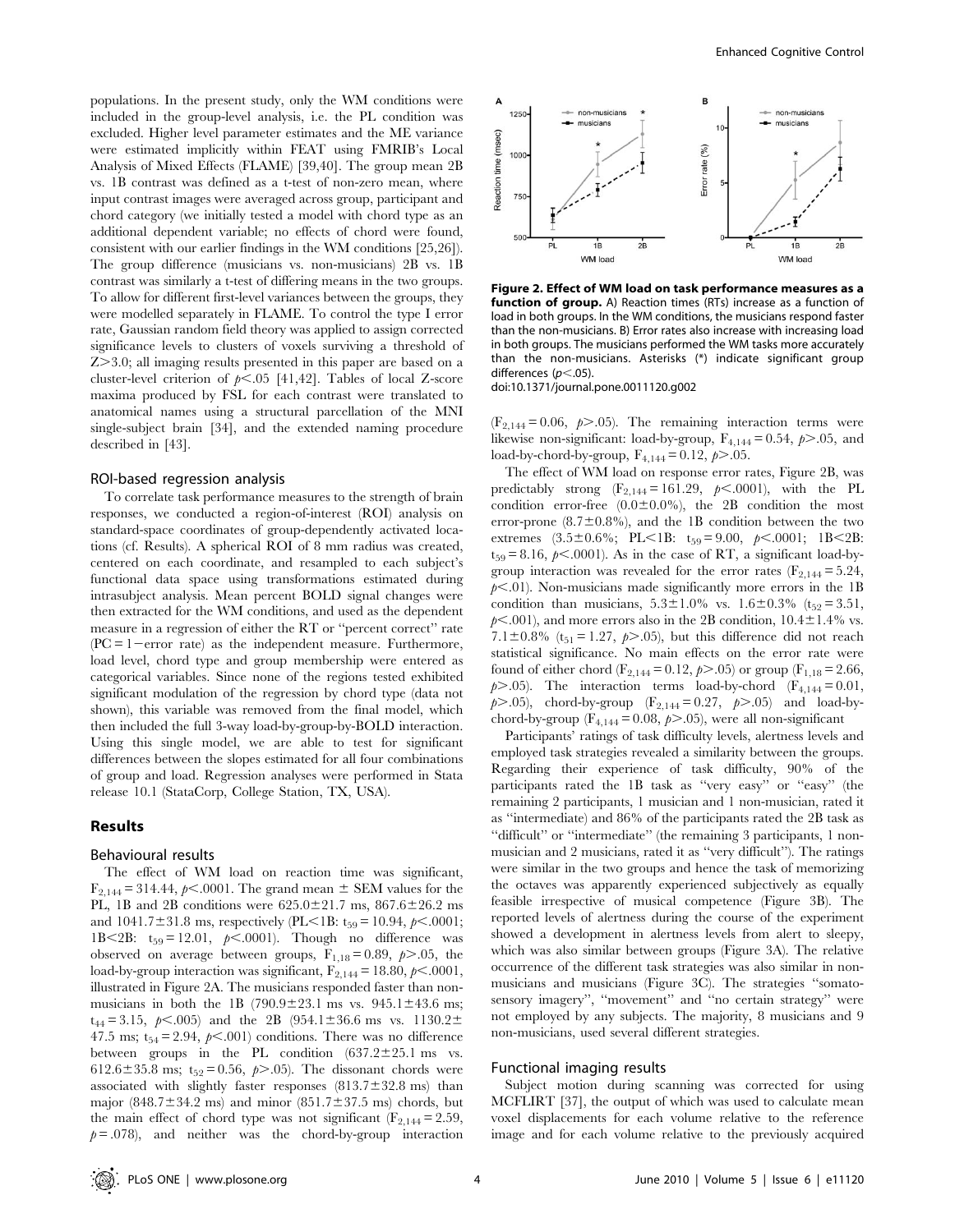populations. In the present study, only the WM conditions were included in the group-level analysis, i.e. the PL condition was excluded. Higher level parameter estimates and the ME variance were estimated implicitly within FEAT using FMRIB's Local Analysis of Mixed Effects (FLAME) [39,40]. The group mean 2B vs. 1B contrast was defined as a t-test of non-zero mean, where input contrast images were averaged across group, participant and chord category (we initially tested a model with chord type as an additional dependent variable; no effects of chord were found, consistent with our earlier findings in the WM conditions [25,26]). The group difference (musicians vs. non-musicians) 2B vs. 1B contrast was similarly a t-test of differing means in the two groups. To allow for different first-level variances between the groups, they were modelled separately in FLAME. To control the type I error rate, Gaussian random field theory was applied to assign corrected significance levels to clusters of voxels surviving a threshold of $Z>3.0$; all imaging results presented in this paper are based on a cluster-level criterion of $p<.05$ [41,42]. Tables of local Z-score maxima produced by FSL for each contrast were translated to anatomical names using a structural parcellation of the MNI single-subject brain [34], and the extended naming procedure described in [43].

### ROI-based regression analysis

To correlate task performance measures to the strength of brain responses, we conducted a region-of-interest (ROI) analysis on standard-space coordinates of group-dependently activated locations (cf. Results). A spherical ROI of 8 mm radius was created, centered on each coordinate, and resampled to each subject's functional data space using transformations estimated during intrasubject analysis. Mean percent BOLD signal changes were then extracted for the WM conditions, and used as the dependent measure in a regression of either the RT or "percent correct" rate (PC = 1−error rate) as the independent measure. Furthermore, load level, chord type and group membership were entered as categorical variables. Since none of the regions tested exhibited significant modulation of the regression by chord type (data not shown), this variable was removed from the final model, which then included the full 3-way load-by-group-by-BOLD interaction. Using this single model, we are able to test for significant differences between the slopes estimated for all four combinations of group and load. Regression analyses were performed in Stata release 10.1 (StataCorp, College Station, TX, USA).

## Results

### Behavioural results

The effect of WM load on reaction time was significant, $F_{2,144} = 314.44$, $p<.0001$. The grand mean ± SEM values for the PL, 1B and 2B conditions were 625.0±21.7 ms, 867.6±26.2 ms and 1041.7±31.8 ms, respectively (PL<1B: $t_{59} = 10.94$, $p<.0001$; 1B<2B: $t_{59} = 12.01$, $p<.0001$). Though no difference was observed on average between groups, $F_{1,18} = 0.89$, $p>.05$, the load-by-group interaction was significant, $F_{2,144} = 18.80$, $p<.0001$, illustrated in Figure 2A. The musicians responded faster than non-musicians in both the 1B (790.9±23.1 ms vs. 945.1±43.6 ms; $t_{44} = 3.15$, $p<.005$) and the 2B (954.1±36.6 ms vs. 1130.2±47.5 ms; $t_{54} = 2.94$, $p<.001$) conditions. There was no difference between groups in the PL condition (637.2±25.1 ms vs. 612.6±35.8 ms; $t_{52} = 0.56$, $p>.05$). The dissonant chords were associated with slightly faster responses (813.7±32.8 ms) than major (848.7±34.2 ms) and minor (851.7±37.5 ms) chords, but the main effect of chord type was not significant ($F_{2,144} = 2.59$, $p = .078$), and neither was the chord-by-group interaction ($F_{2,144} = 0.06$, $p>.05$). The remaining interaction terms were likewise non-significant: load-by-group, $F_{4,144} = 0.54$, $p>.05$, and load-by-chord-by-group, $F_{4,144} = 0.12$, $p>.05$.

**Figure 2. Effect of WM load on task performance measures as a function of group.** A) Reaction times (RTs) increase as a function of load in both groups. In the WM conditions, the musicians respond faster than the non-musicians. B) Error rates also increase with increasing load in both groups. The musicians performed the WM tasks more accurately than the non-musicians. Asterisks (*) indicate significant group differences ($p<.05$).
doi:10.1371/journal.pone.0011120.g002

The effect of WM load on response error rates, Figure 2B, was predictably strong ($F_{2,144} = 161.29$, $p<.0001$), with the PL condition error-free (0.0±0.0%), the 2B condition the most error-prone (8.7±0.8%), and the 1B condition between the two extremes (3.5±0.6%; PL<1B: $t_{59} = 9.00$, $p<.0001$; 1B<2B: $t_{59} = 8.16$, $p<.0001$). As in the case of RT, a significant load-by-group interaction was revealed for the error rates ($F_{2,144} = 5.24$, $p<.01$). Non-musicians made significantly more errors in the 1B condition than musicians, 5.3±1.0% vs. 1.6±0.3% ($t_{52} = 3.51$, $p<.001$), and more errors also in the 2B condition, 10.4±1.4% vs. 7.1±0.8% ($t_{51} = 1.27$, $p>.05$), but this difference did not reach statistical significance. No main effects on the error rate were found of either chord ($F_{2,144} = 0.12$, $p>.05$) or group ($F_{1,18} = 2.66$, $p>.05$). The interaction terms load-by-chord ($F_{4,144} = 0.01$, $p>.05$), chord-by-group ($F_{2,144} = 0.27$, $p>.05$) and load-by-chord-by-group ($F_{4,144} = 0.08$, $p>.05$), were all non-significant

Participants' ratings of task difficulty levels, alertness levels and employed task strategies revealed a similarity between the groups. Regarding their experience of task difficulty, 90% of the participants rated the 1B task as "very easy" or "easy" (the remaining 2 participants, 1 musician and 1 non-musician, rated it as "intermediate) and 86% of the participants rated the 2B task as "difficult" or "intermediate" (the remaining 3 participants, 1 non-musician and 2 musicians, rated it as "very difficult"). The ratings were similar in the two groups and hence the task of memorizing the octaves was apparently experienced subjectively as equally feasible irrespective of musical competence (Figure 3B). The reported levels of alertness during the course of the experiment showed a development in alertness levels from alert to sleepy, which was also similar between groups (Figure 3A). The relative occurrence of the different task strategies was also similar in non-musicians and musicians (Figure 3C). The strategies "somatosensory imagery", "movement" and "no certain strategy" were not employed by any subjects. The majority, 8 musicians and 9 non-musicians, used several different strategies.

### Functional imaging results

Subject motion during scanning was corrected for using MCFLIRT [37], the output of which was used to calculate mean voxel displacements for each volume relative to the reference image and for each volume relative to the previously acquired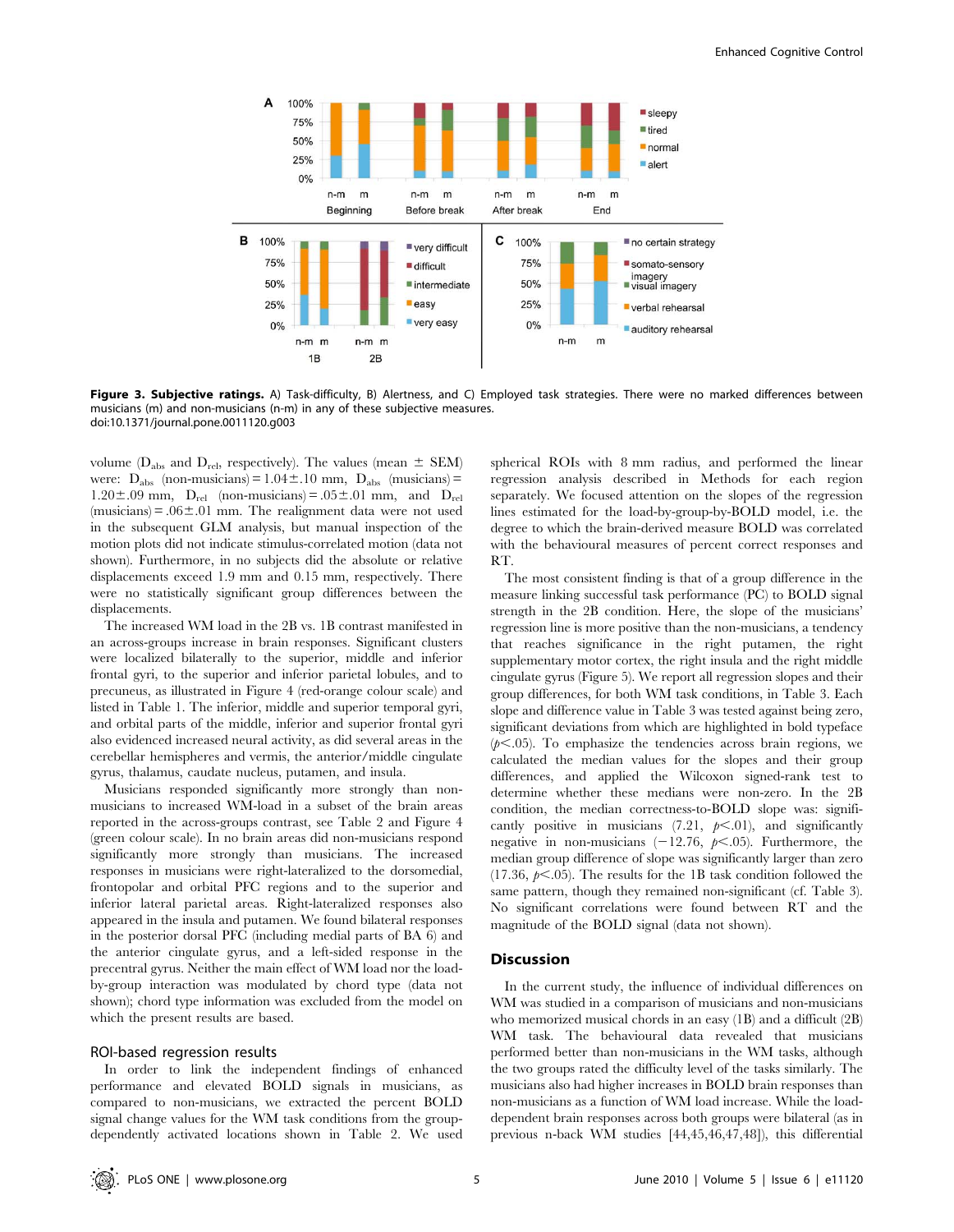**Figure 3. Subjective ratings.** A) Task-difficulty, B) Alertness, and C) Employed task strategies. There were no marked differences between musicians (m) and non-musicians (n-m) in any of these subjective measures.
doi:10.1371/journal.pone.0011120.g003

volume ($D_{abs}$ and $D_{rel}$, respectively). The values (mean ± SEM) were: $D_{abs}$ (non-musicians) = 1.04±.10 mm, $D_{abs}$ (musicians) = 1.20±.09 mm, $D_{rel}$ (non-musicians) = .05±.01 mm, and $D_{rel}$ (musicians) = .06±.01 mm. The realignment data were not used in the subsequent GLM analysis, but manual inspection of the motion plots did not indicate stimulus-correlated motion (data not shown). Furthermore, in no subjects did the absolute or relative displacements exceed 1.9 mm and 0.15 mm, respectively. There were no statistically significant group differences between the displacements.

The increased WM load in the 2B vs. 1B contrast manifested in an across-groups increase in brain responses. Significant clusters were localized bilaterally to the superior, middle and inferior frontal gyri, to the superior and inferior parietal lobules, and to precuneus, as illustrated in Figure 4 (red-orange colour scale) and listed in Table 1. The inferior, middle and superior temporal gyri, and orbital parts of the middle, inferior and superior frontal gyri also evidenced increased neural activity, as did several areas in the cerebellar hemispheres and vermis, the anterior/middle cingulate gyrus, thalamus, caudate nucleus, putamen, and insula.

Musicians responded significantly more strongly than non-musicians to increased WM-load in a subset of the brain areas reported in the across-groups contrast, see Table 2 and Figure 4 (green colour scale). In no brain areas did non-musicians respond significantly more strongly than musicians. The increased responses in musicians were right-lateralized to the dorsomedial, frontopolar and orbital PFC regions and to the superior and inferior lateral parietal areas. Right-lateralized responses also appeared in the insula and putamen. We found bilateral responses in the posterior dorsal PFC (including medial parts of BA 6) and the anterior cingulate gyrus, and a left-sided response in the precentral gyrus. Neither the main effect of WM load nor the load-by-group interaction was modulated by chord type (data not shown); chord type information was excluded from the model on which the present results are based.

### ROI-based regression results

In order to link the independent findings of enhanced performance and elevated BOLD signals in musicians, as compared to non-musicians, we extracted the percent BOLD signal change values for the WM task conditions from the group-dependently activated locations shown in Table 2. We used spherical ROIs with 8 mm radius, and performed the linear regression analysis described in Methods for each region separately. We focused attention on the slopes of the regression lines estimated for the load-by-group-by-BOLD model, i.e. the degree to which the brain-derived measure BOLD was correlated with the behavioural measures of percent correct responses and RT.

The most consistent finding is that of a group difference in the measure linking successful task performance (PC) to BOLD signal strength in the 2B condition. Here, the slope of the musicians' regression line is more positive than the non-musicians, a tendency that reaches significance in the right putamen, the right supplementary motor cortex, the right insula and the right middle cingulate gyrus (Figure 5). We report all regression slopes and their group differences, for both WM task conditions, in Table 3. Each slope and difference value in Table 3 was tested against being zero, significant deviations from which are highlighted in bold typeface ($p < .05$). To emphasize the tendencies across brain regions, we calculated the median values for the slopes and their group differences, and applied the Wilcoxon signed-rank test to determine whether these medians were non-zero. In the 2B condition, the median correctness-to-BOLD slope was: significantly positive in musicians (7.21, $p < .01$), and significantly negative in non-musicians (−12.76, $p < .05$). Furthermore, the median group difference of slope was significantly larger than zero (17.36, $p < .05$). The results for the 1B task condition followed the same pattern, though they remained non-significant (cf. Table 3). No significant correlations were found between RT and the magnitude of the BOLD signal (data not shown).

## Discussion

In the current study, the influence of individual differences on WM was studied in a comparison of musicians and non-musicians who memorized musical chords in an easy (1B) and a difficult (2B) WM task. The behavioural data revealed that musicians performed better than non-musicians in the WM tasks, although the two groups rated the difficulty level of the tasks similarly. The musicians also had higher increases in BOLD brain responses than non-musicians as a function of WM load increase. While the load-dependent brain responses across both groups were bilateral (as in previous n-back WM studies [44,45,46,47,48]), this differential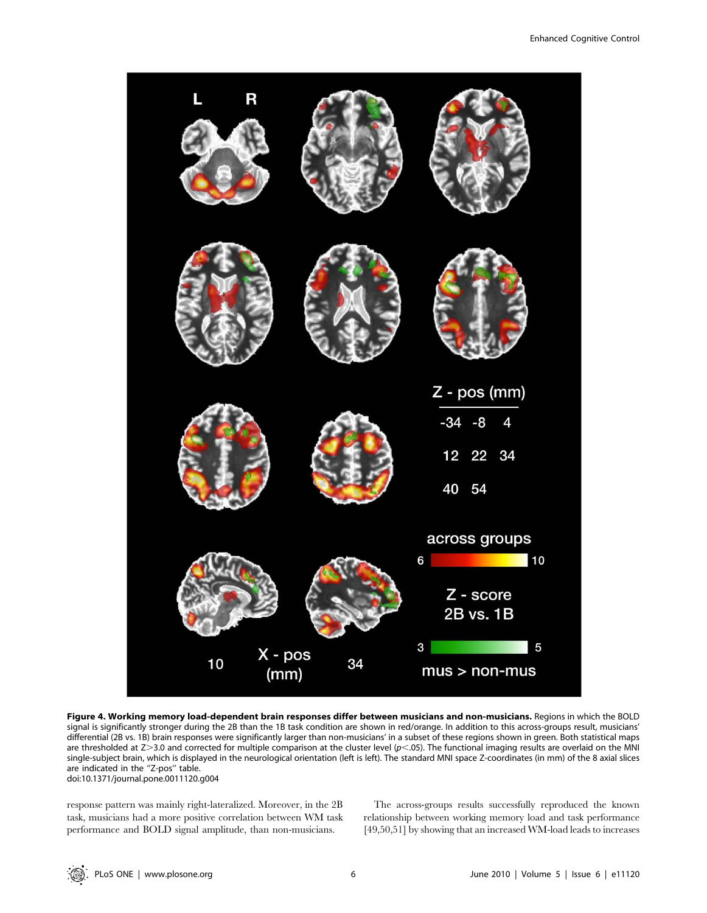**Figure 4. Working memory load-dependent brain responses differ between musicians and non-musicians.** Regions in which the BOLD signal is significantly stronger during the 2B than the 1B task condition are shown in red/orange. In addition to this across-groups result, musicians' differential (2B vs. 1B) brain responses were significantly larger than non-musicians' in a subset of these regions shown in green. Both statistical maps are thresholded at $Z>3.0$ and corrected for multiple comparison at the cluster level ($p<.05$). The functional imaging results are overlaid on the MNI single-subject brain, which is displayed in the neurological orientation (left is left). The standard MNI space Z-coordinates (in mm) of the 8 axial slices are indicated in the "Z-pos" table.
doi:10.1371/journal.pone.0011120.g004

response pattern was mainly right-lateralized. Moreover, in the 2B task, musicians had a more positive correlation between WM task performance and BOLD signal amplitude, than non-musicians.

The across-groups results successfully reproduced the known relationship between working memory load and task performance [49,50,51] by showing that an increased WM-load leads to increases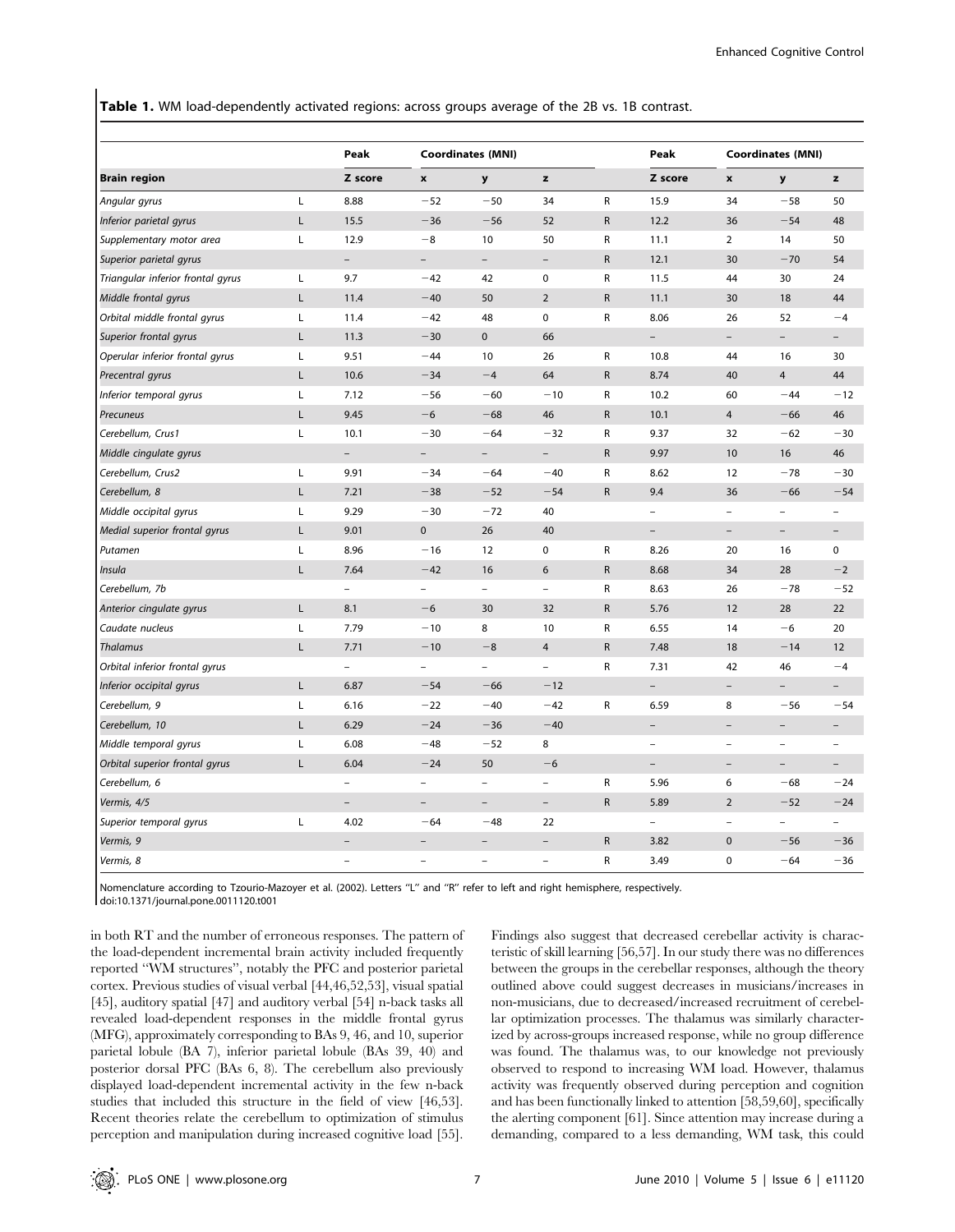**Table 1.** WM load-dependently activated regions: across groups average of the 2B vs. 1B contrast.

| Brain region | | Peak Z score | Coordinates (MNI) x | y | z | | Peak Z score | Coordinates (MNI) x | y | z |
|---|---|---|---|---|---|---|---|---|---|---|
| *Angular gyrus* | L | 8.88 | −52 | −50 | 34 | R | 15.9 | 34 | −58 | 50 |
| *Inferior parietal gyrus* | L | 15.5 | −36 | −56 | 52 | R | 12.2 | 36 | −54 | 48 |
| *Supplementary motor area* | L | 12.9 | −8 | 10 | 50 | R | 11.1 | 2 | 14 | 50 |
| *Superior parietal gyrus* | | – | – | – | – | R | 12.1 | 30 | −70 | 54 |
| *Triangular inferior frontal gyrus* | L | 9.7 | −42 | 42 | 0 | R | 11.5 | 44 | 30 | 24 |
| *Middle frontal gyrus* | L | 11.4 | −40 | 50 | 2 | R | 11.1 | 30 | 18 | 44 |
| *Orbital middle frontal gyrus* | L | 11.4 | −42 | 48 | 0 | R | 8.06 | 26 | 52 | −4 |
| *Superior frontal gyrus* | L | 11.3 | −30 | 0 | 66 | | – | – | – | – |
| *Operular inferior frontal gyrus* | L | 9.51 | −44 | 10 | 26 | R | 10.8 | 44 | 16 | 30 |
| *Precentral gyrus* | L | 10.6 | −34 | −4 | 64 | R | 8.74 | 40 | 4 | 44 |
| *Inferior temporal gyrus* | L | 7.12 | −56 | −60 | −10 | R | 10.2 | 60 | −44 | −12 |
| *Precuneus* | L | 9.45 | −6 | −68 | 46 | R | 10.1 | 4 | −66 | 46 |
| *Cerebellum, Crus1* | L | 10.1 | −30 | −64 | −32 | R | 9.37 | 32 | −62 | −30 |
| *Middle cingulate gyrus* | | – | – | – | – | R | 9.97 | 10 | 16 | 46 |
| *Cerebellum, Crus2* | L | 9.91 | −34 | −64 | −40 | R | 8.62 | 12 | −78 | −30 |
| *Cerebellum, 8* | L | 7.21 | −38 | −52 | −54 | R | 9.4 | 36 | −66 | −54 |
| *Middle occipital gyrus* | L | 9.29 | −30 | −72 | 40 | | – | – | – | – |
| *Medial superior frontal gyrus* | L | 9.01 | 0 | 26 | 40 | | – | – | – | – |
| *Putamen* | L | 8.96 | −16 | 12 | 0 | R | 8.26 | 20 | 16 | 0 |
| *Insula* | L | 7.64 | −42 | 16 | 6 | R | 8.68 | 34 | 28 | −2 |
| *Cerebellum, 7b* | | – | – | – | – | R | 8.63 | 26 | −78 | −52 |
| *Anterior cingulate gyrus* | L | 8.1 | −6 | 30 | 32 | R | 5.76 | 12 | 28 | 22 |
| *Caudate nucleus* | L | 7.79 | −10 | 8 | 10 | R | 6.55 | 14 | −6 | 20 |
| *Thalamus* | L | 7.71 | −10 | −8 | 4 | R | 7.48 | 18 | −14 | 12 |
| *Orbital inferior frontal gyrus* | | – | – | – | – | R | 7.31 | 42 | 46 | −4 |
| *Inferior occipital gyrus* | L | 6.87 | −54 | −66 | −12 | | – | – | – | – |
| *Cerebellum, 9* | L | 6.16 | −22 | −40 | −42 | R | 6.59 | 8 | −56 | −54 |
| *Cerebellum, 10* | L | 6.29 | −24 | −36 | −40 | | – | – | – | – |
| *Middle temporal gyrus* | L | 6.08 | −48 | −52 | 8 | | – | – | – | – |
| *Orbital superior frontal gyrus* | L | 6.04 | −24 | 50 | −6 | | – | – | – | – |
| *Cerebellum, 6* | | – | – | – | – | R | 5.96 | 6 | −68 | −24 |
| *Vermis, 4/5* | | – | – | – | – | R | 5.89 | 2 | −52 | −24 |
| *Superior temporal gyrus* | L | 4.02 | −64 | −48 | 22 | | – | – | – | – |
| *Vermis, 9* | | – | – | – | – | R | 3.82 | 0 | −56 | −36 |
| *Vermis, 8* | | – | – | – | – | R | 3.49 | 0 | −64 | −36 |

Nomenclature according to Tzourio-Mazoyer et al. (2002). Letters "L" and "R" refer to left and right hemisphere, respectively.
doi:10.1371/journal.pone.0011120.t001

in both RT and the number of erroneous responses. The pattern of the load-dependent incremental brain activity included frequently reported "WM structures", notably the PFC and posterior parietal cortex. Previous studies of visual verbal [44,46,52,53], visual spatial [45], auditory spatial [47] and auditory verbal [54] n-back tasks all revealed load-dependent responses in the middle frontal gyrus (MFG), approximately corresponding to BAs 9, 46, and 10, superior parietal lobule (BA 7), inferior parietal lobule (BAs 39, 40) and posterior dorsal PFC (BAs 6, 8). The cerebellum also previously displayed load-dependent incremental activity in the few n-back studies that included this structure in the field of view [46,53]. Recent theories relate the cerebellum to optimization of stimulus perception and manipulation during increased cognitive load [55]. Findings also suggest that decreased cerebellar activity is characteristic of skill learning [56,57]. In our study there was no differences between the groups in the cerebellar responses, although the theory outlined above could suggest decreases in musicians/increases in non-musicians, due to decreased/increased recruitment of cerebellar optimization processes. The thalamus was similarly characterized by across-groups increased response, while no group difference was found. The thalamus was, to our knowledge not previously observed to respond to increasing WM load. However, thalamus activity was frequently observed during perception and cognition and has been functionally linked to attention [58,59,60], specifically the alerting component [61]. Since attention may increase during a demanding, compared to a less demanding, WM task, this could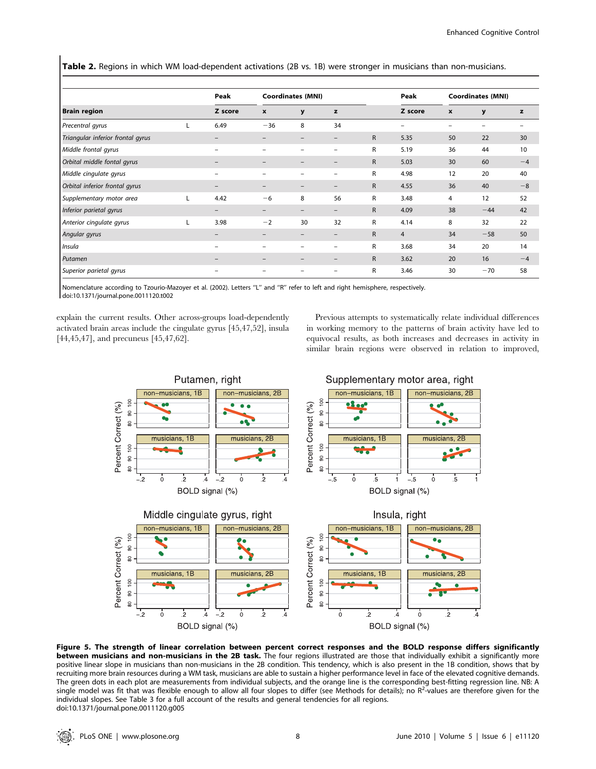**Table 2.** Regions in which WM load-dependent activations (2B vs. 1B) were stronger in musicians than non-musicians.

| | | Peak | Coordinates (MNI) | | | | Peak | Coordinates (MNI) | | |
|---|---|---|---|---|---|---|---|---|---|---|
| **Brain region** | | **Z score** | **x** | **y** | **z** | | **Z score** | **x** | **y** | **z** |
| *Precentral gyrus* | L | 6.49 | −36 | 8 | 34 | | – | – | – | – |
| *Triangular inferior frontal gyrus* | | – | – | – | – | R | 5.35 | 50 | 22 | 30 |
| *Middle frontal gyrus* | | – | – | – | – | R | 5.19 | 36 | 44 | 10 |
| *Orbital middle fontal gyrus* | | – | – | – | – | R | 5.03 | 30 | 60 | −4 |
| *Middle cingulate gyrus* | | – | – | – | – | R | 4.98 | 12 | 20 | 40 |
| *Orbital inferior frontal gyrus* | | – | – | – | – | R | 4.55 | 36 | 40 | −8 |
| *Supplementary motor area* | L | 4.42 | −6 | 8 | 56 | R | 3.48 | 4 | 12 | 52 |
| *Inferior parietal gyrus* | | – | – | – | – | R | 4.09 | 38 | −44 | 42 |
| *Anterior cingulate gyrus* | L | 3.98 | −2 | 30 | 32 | R | 4.14 | 8 | 32 | 22 |
| *Angular gyrus* | | – | – | – | – | R | 4 | 34 | −58 | 50 |
| *Insula* | | – | – | – | – | R | 3.68 | 34 | 20 | 14 |
| *Putamen* | | – | – | – | – | R | 3.62 | 20 | 16 | −4 |
| *Superior parietal gyrus* | | – | – | – | – | R | 3.46 | 30 | −70 | 58 |

Nomenclature according to Tzourio-Mazoyer et al. (2002). Letters "L" and "R" refer to left and right hemisphere, respectively.
doi:10.1371/journal.pone.0011120.t002

explain the current results. Other across-groups load-dependently activated brain areas include the cingulate gyrus [45,47,52], insula [44,45,47], and precuneus [45,47,62].

Previous attempts to systematically relate individual differences in working memory to the patterns of brain activity have led to equivocal results, as both increases and decreases in activity in similar brain regions were observed in relation to improved,

**Figure 5. The strength of linear correlation between percent correct responses and the BOLD response differs significantly between musicians and non-musicians in the 2B task.** The four regions illustrated are those that individually exhibit a significantly more positive linear slope in musicians than non-musicians in the 2B condition. This tendency, which is also present in the 1B condition, shows that by recruiting more brain resources during a WM task, musicians are able to sustain a higher performance level in face of the elevated cognitive demands. The green dots in each plot are measurements from individual subjects, and the orange line is the corresponding best-fitting regression line. NB: A single model was fit that was flexible enough to allow all four slopes to differ (see Methods for details); no $R^2$-values are therefore given for the individual slopes. See Table 3 for a full account of the results and general tendencies for all regions.
doi:10.1371/journal.pone.0011120.g005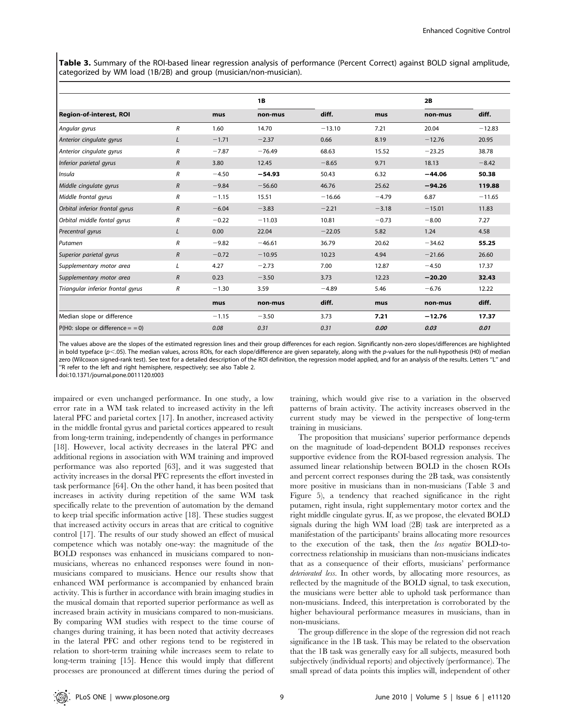**Table 3.** Summary of the ROI-based linear regression analysis of performance (Percent Correct) against BOLD signal amplitude, categorized by WM load (1B/2B) and group (musician/non-musician).

| | | 1B | | | 2B | | |
|---|---|---|---|---|---|---|---|
| **Region-of-interest, ROI** | | **mus** | **non-mus** | **diff.** | **mus** | **non-mus** | **diff.** |
| *Angular gyrus* | *R* | 1.60 | 14.70 | −13.10 | 7.21 | 20.04 | −12.83 |
| *Anterior cingulate gyrus* | *L* | −1.71 | −2.37 | 0.66 | 8.19 | −12.76 | 20.95 |
| *Anterior cingulate gyrus* | *R* | −7.87 | −76.49 | 68.63 | 15.52 | −23.25 | 38.78 |
| *Inferior parietal gyrus* | *R* | 3.80 | 12.45 | −8.65 | 9.71 | 18.13 | −8.42 |
| *Insula* | *R* | −4.50 | **−54.93** | 50.43 | 6.32 | **−44.06** | **50.38** |
| *Middle cingulate gyrus* | *R* | −9.84 | −56.60 | 46.76 | 25.62 | **−94.26** | **119.88** |
| *Middle frontal gyrus* | *R* | −1.15 | 15.51 | −16.66 | −4.79 | 6.87 | −11.65 |
| *Orbital inferior frontal gyrus* | *R* | −6.04 | −3.83 | −2.21 | −3.18 | −15.01 | 11.83 |
| *Orbital middle fontal gyrus* | *R* | −0.22 | −11.03 | 10.81 | −0.73 | −8.00 | 7.27 |
| *Precentral gyrus* | *L* | 0.00 | 22.04 | −22.05 | 5.82 | 1.24 | 4.58 |
| *Putamen* | *R* | −9.82 | −46.61 | 36.79 | 20.62 | −34.62 | **55.25** |
| *Superior parietal gyrus* | *R* | −0.72 | −10.95 | 10.23 | 4.94 | −21.66 | 26.60 |
| *Supplementary motor area* | *L* | 4.27 | −2.73 | 7.00 | 12.87 | −4.50 | 17.37 |
| *Supplementary motor area* | *R* | 0.23 | −3.50 | 3.73 | 12.23 | **−20.20** | **32.43** |
| *Triangular inferior frontal gyrus* | *R* | −1.30 | 3.59 | −4.89 | 5.46 | −6.76 | 12.22 |
| | | **mus** | **non-mus** | **diff.** | **mus** | **non-mus** | **diff.** |
| Median slope or difference | | −1.15 | −3.50 | 3.73 | **7.21** | **−12.76** | **17.37** |
| P(H0: slope or difference = = 0) | | *0.08* | *0.31* | *0.31* | ***0.00*** | ***0.03*** | ***0.01*** |

The values above are the slopes of the estimated regression lines and their group differences for each region. Significantly non-zero slopes/differences are highlighted in bold typeface ($p<.05$). The median values, across ROIs, for each slope/difference are given separately, along with the *p*-values for the null-hypothesis (H0) of median zero (Wilcoxon signed-rank test). See text for a detailed description of the ROI definition, the regression model applied, and for an analysis of the results. Letters "L" and "R refer to the left and right hemisphere, respectively; see also Table 2.

doi:10.1371/journal.pone.0011120.t003

impaired or even unchanged performance. In one study, a low error rate in a WM task related to increased activity in the left lateral PFC and parietal cortex [17]. In another, increased activity in the middle frontal gyrus and parietal cortices appeared to result from long-term training, independently of changes in performance [18]. However, local activity decreases in the lateral PFC and additional regions in association with WM training and improved performance was also reported [63], and it was suggested that activity increases in the dorsal PFC represents the effort invested in task performance [64]. On the other hand, it has been posited that increases in activity during repetition of the same WM task specifically relate to the prevention of automation by the demand to keep trial specific information active [18]. These studies suggest that increased activity occurs in areas that are critical to cognitive control [17]. The results of our study showed an effect of musical competence which was notably one-way: the magnitude of the BOLD responses was enhanced in musicians compared to non-musicians, whereas no enhanced responses were found in non-musicians compared to musicians. Hence our results show that enhanced WM performance is accompanied by enhanced brain activity. This is further in accordance with brain imaging studies in the musical domain that reported superior performance as well as increased brain activity in musicians compared to non-musicians. By comparing WM studies with respect to the time course of changes during training, it has been noted that activity decreases in the lateral PFC and other regions tend to be registered in relation to short-term training while increases seem to relate to long-term training [15]. Hence this would imply that different processes are pronounced at different times during the period of training, which would give rise to a variation in the observed patterns of brain activity. The activity increases observed in the current study may be viewed in the perspective of long-term training in musicians.

The proposition that musicians' superior performance depends on the magnitude of load-dependent BOLD responses receives supportive evidence from the ROI-based regression analysis. The assumed linear relationship between BOLD in the chosen ROIs and percent correct responses during the 2B task, was consistently more positive in musicians than in non-musicians (Table 3 and Figure 5), a tendency that reached significance in the right putamen, right insula, right supplementary motor cortex and the right middle cingulate gyrus. If, as we propose, the elevated BOLD signals during the high WM load (2B) task are interpreted as a manifestation of the participants' brains allocating more resources to the execution of the task, then the *less negative* BOLD-to-correctness relationship in musicians than non-musicians indicates that as a consequence of their efforts, musicians' performance *deteriorated less*. In other words, by allocating more resources, as reflected by the magnitude of the BOLD signal, to task execution, the musicians were better able to uphold task performance than non-musicians. Indeed, this interpretation is corroborated by the higher behavioural performance measures in musicians, than in non-musicians.

The group difference in the slope of the regression did not reach significance in the 1B task. This may be related to the observation that the 1B task was generally easy for all subjects, measured both subjectively (individual reports) and objectively (performance). The small spread of data points this implies will, independent of other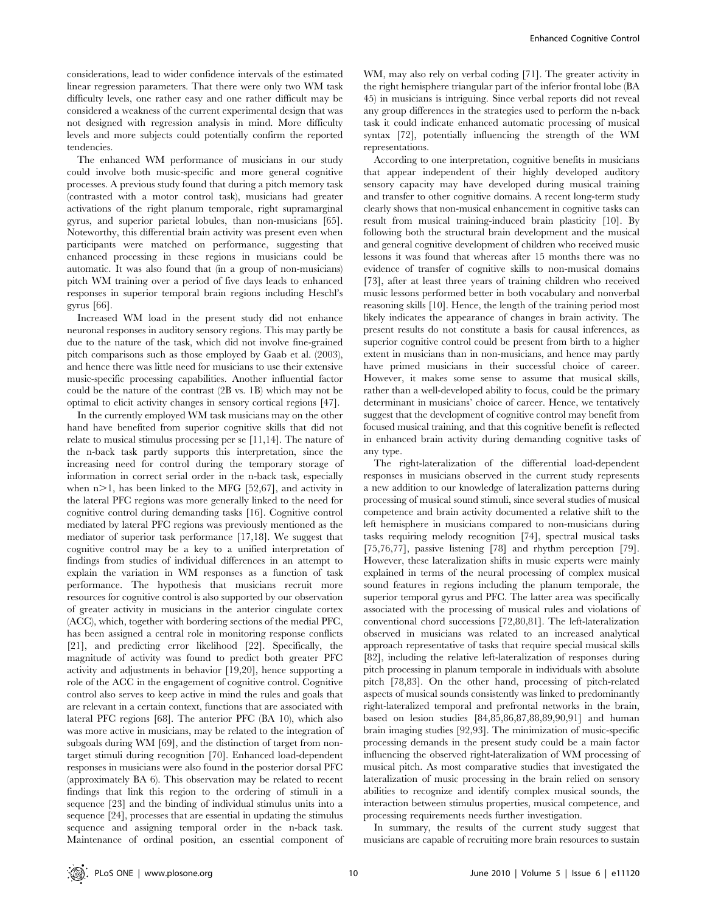considerations, lead to wider confidence intervals of the estimated linear regression parameters. That there were only two WM task difficulty levels, one rather easy and one rather difficult may be considered a weakness of the current experimental design that was not designed with regression analysis in mind. More difficulty levels and more subjects could potentially confirm the reported tendencies.

The enhanced WM performance of musicians in our study could involve both music-specific and more general cognitive processes. A previous study found that during a pitch memory task (contrasted with a motor control task), musicians had greater activations of the right planum temporale, right supramarginal gyrus, and superior parietal lobules, than non-musicians [65]. Noteworthy, this differential brain activity was present even when participants were matched on performance, suggesting that enhanced processing in these regions in musicians could be automatic. It was also found that (in a group of non-musicians) pitch WM training over a period of five days leads to enhanced responses in superior temporal brain regions including Heschl's gyrus [66].

Increased WM load in the present study did not enhance neuronal responses in auditory sensory regions. This may partly be due to the nature of the task, which did not involve fine-grained pitch comparisons such as those employed by Gaab et al. (2003), and hence there was little need for musicians to use their extensive music-specific processing capabilities. Another influential factor could be the nature of the contrast (2B vs. 1B) which may not be optimal to elicit activity changes in sensory cortical regions [47].

In the currently employed WM task musicians may on the other hand have benefited from superior cognitive skills that did not relate to musical stimulus processing per se [11,14]. The nature of the n-back task partly supports this interpretation, since the increasing need for control during the temporary storage of information in correct serial order in the n-back task, especially when $n>1$, has been linked to the MFG [52,67], and activity in the lateral PFC regions was more generally linked to the need for cognitive control during demanding tasks [16]. Cognitive control mediated by lateral PFC regions was previously mentioned as the mediator of superior task performance [17,18]. We suggest that cognitive control may be a key to a unified interpretation of findings from studies of individual differences in an attempt to explain the variation in WM responses as a function of task performance. The hypothesis that musicians recruit more resources for cognitive control is also supported by our observation of greater activity in musicians in the anterior cingulate cortex (ACC), which, together with bordering sections of the medial PFC, has been assigned a central role in monitoring response conflicts [21], and predicting error likelihood [22]. Specifically, the magnitude of activity was found to predict both greater PFC activity and adjustments in behavior [19,20], hence supporting a role of the ACC in the engagement of cognitive control. Cognitive control also serves to keep active in mind the rules and goals that are relevant in a certain context, functions that are associated with lateral PFC regions [68]. The anterior PFC (BA 10), which also was more active in musicians, may be related to the integration of subgoals during WM [69], and the distinction of target from non-target stimuli during recognition [70]. Enhanced load-dependent responses in musicians were also found in the posterior dorsal PFC (approximately BA 6). This observation may be related to recent findings that link this region to the ordering of stimuli in a sequence [23] and the binding of individual stimulus units into a sequence [24], processes that are essential in updating the stimulus sequence and assigning temporal order in the n-back task. Maintenance of ordinal position, an essential component of WM, may also rely on verbal coding [71]. The greater activity in the right hemisphere triangular part of the inferior frontal lobe (BA 45) in musicians is intriguing. Since verbal reports did not reveal any group differences in the strategies used to perform the n-back task it could indicate enhanced automatic processing of musical syntax [72], potentially influencing the strength of the WM representations.

According to one interpretation, cognitive benefits in musicians that appear independent of their highly developed auditory sensory capacity may have developed during musical training and transfer to other cognitive domains. A recent long-term study clearly shows that non-musical enhancement in cognitive tasks can result from musical training-induced brain plasticity [10]. By following both the structural brain development and the musical and general cognitive development of children who received music lessons it was found that whereas after 15 months there was no evidence of transfer of cognitive skills to non-musical domains [73], after at least three years of training children who received music lessons performed better in both vocabulary and nonverbal reasoning skills [10]. Hence, the length of the training period most likely indicates the appearance of changes in brain activity. The present results do not constitute a basis for causal inferences, as superior cognitive control could be present from birth to a higher extent in musicians than in non-musicians, and hence may partly have primed musicians in their successful choice of career. However, it makes some sense to assume that musical skills, rather than a well-developed ability to focus, could be the primary determinant in musicians' choice of career. Hence, we tentatively suggest that the development of cognitive control may benefit from focused musical training, and that this cognitive benefit is reflected in enhanced brain activity during demanding cognitive tasks of any type.

The right-lateralization of the differential load-dependent responses in musicians observed in the current study represents a new addition to our knowledge of lateralization patterns during processing of musical sound stimuli, since several studies of musical competence and brain activity documented a relative shift to the left hemisphere in musicians compared to non-musicians during tasks requiring melody recognition [74], spectral musical tasks [75,76,77], passive listening [78] and rhythm perception [79]. However, these lateralization shifts in music experts were mainly explained in terms of the neural processing of complex musical sound features in regions including the planum temporale, the superior temporal gyrus and PFC. The latter area was specifically associated with the processing of musical rules and violations of conventional chord successions [72,80,81]. The left-lateralization observed in musicians was related to an increased analytical approach representative of tasks that require special musical skills [82], including the relative left-lateralization of responses during pitch processing in planum temporale in individuals with absolute pitch [78,83]. On the other hand, processing of pitch-related aspects of musical sounds consistently was linked to predominantly right-lateralized temporal and prefrontal networks in the brain, based on lesion studies [84,85,86,87,88,89,90,91] and human brain imaging studies [92,93]. The minimization of music-specific processing demands in the present study could be a main factor influencing the observed right-lateralization of WM processing of musical pitch. As most comparative studies that investigated the lateralization of music processing in the brain relied on sensory abilities to recognize and identify complex musical sounds, the interaction between stimulus properties, musical competence, and processing requirements needs further investigation.

In summary, the results of the current study suggest that musicians are capable of recruiting more brain resources to sustain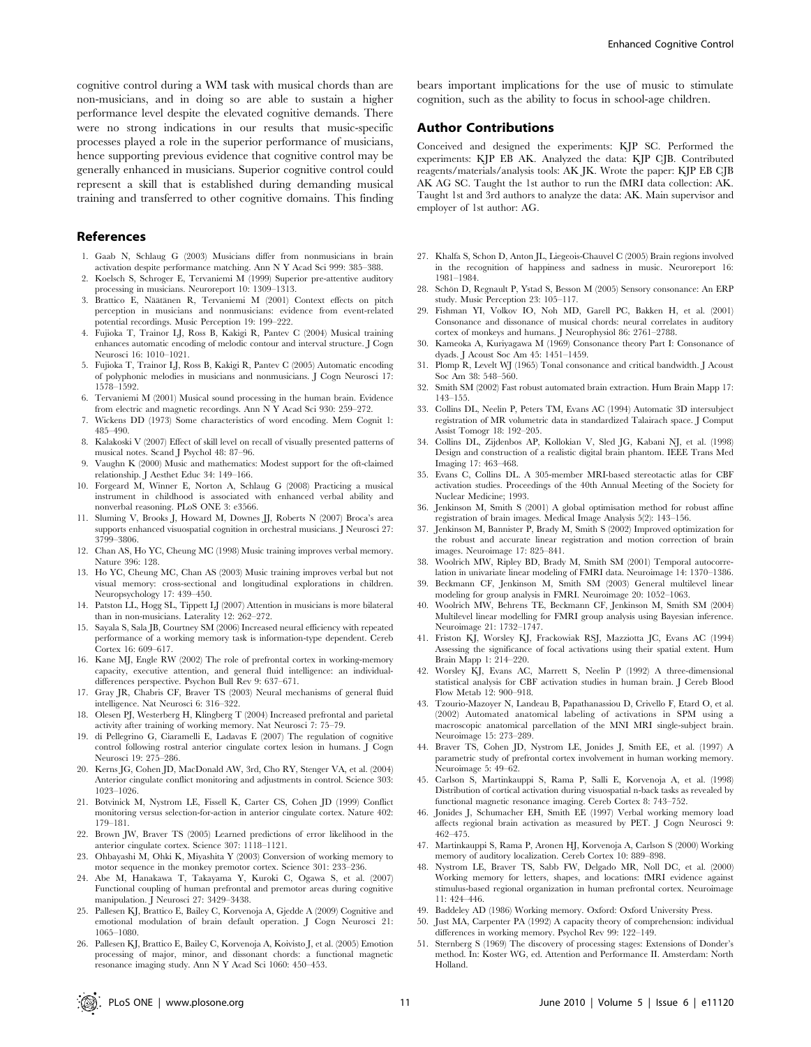cognitive control during a WM task with musical chords than are non-musicians, and in doing so are able to sustain a higher performance level despite the elevated cognitive demands. There were no strong indications in our results that music-specific processes played a role in the superior performance of musicians, hence supporting previous evidence that cognitive control may be generally enhanced in musicians. Superior cognitive control could represent a skill that is established during demanding musical training and transferred to other cognitive domains. This finding bears important implications for the use of music to stimulate cognition, such as the ability to focus in school-age children.

## Author Contributions

Conceived and designed the experiments: KJP SC. Performed the experiments: KJP EB AK. Analyzed the data: KJP CJB. Contributed reagents/materials/analysis tools: AK JK. Wrote the paper: KJP EB CJB AK AG SC. Taught the 1st author to run the fMRI data collection: AK. Taught 1st and 3rd authors to analyze the data: AK. Main supervisor and employer of 1st author: AG.

## References

1. Gaab N, Schlaug G (2003) Musicians differ from nonmusicians in brain activation despite performance matching. Ann N Y Acad Sci 999: 385–388.
2. Koelsch S, Schroger E, Tervaniemi M (1999) Superior pre-attentive auditory processing in musicians. Neuroreport 10: 1309–1313.
3. Brattico E, Näätänen R, Tervaniemi M (2001) Context effects on pitch perception in musicians and nonmusicians: evidence from event-related potential recordings. Music Perception 19: 199–222.
4. Fujioka T, Trainor LJ, Ross B, Kakigi R, Pantev C (2004) Musical training enhances automatic encoding of melodic contour and interval structure. J Cogn Neurosci 16: 1010–1021.
5. Fujioka T, Trainor LJ, Ross B, Kakigi R, Pantev C (2005) Automatic encoding of polyphonic melodies in musicians and nonmusicians. J Cogn Neurosci 17: 1578–1592.
6. Tervaniemi M (2001) Musical sound processing in the human brain. Evidence from electric and magnetic recordings. Ann N Y Acad Sci 930: 259–272.
7. Wickens DD (1973) Some characteristics of word encoding. Mem Cognit 1: 485–490.
8. Kalakoski V (2007) Effect of skill level on recall of visually presented patterns of musical notes. Scand J Psychol 48: 87–96.
9. Vaughn K (2000) Music and mathematics: Modest support for the oft-claimed relationship. J Aesthet Educ 34: 149–166.
10. Forgeard M, Winner E, Norton A, Schlaug G (2008) Practicing a musical instrument in childhood is associated with enhanced verbal ability and nonverbal reasoning. PLoS ONE 3: e3566.
11. Sluming V, Brooks J, Howard M, Downes JJ, Roberts N (2007) Broca's area supports enhanced visuospatial cognition in orchestral musicians. J Neurosci 27: 3799–3806.
12. Chan AS, Ho YC, Cheung MC (1998) Music training improves verbal memory. Nature 396: 128.
13. Ho YC, Cheung MC, Chan AS (2003) Music training improves verbal but not visual memory: cross-sectional and longitudinal explorations in children. Neuropsychology 17: 439–450.
14. Patston LL, Hogg SL, Tippett LJ (2007) Attention in musicians is more bilateral than in non-musicians. Laterality 12: 262–272.
15. Sayala S, Sala JB, Courtney SM (2006) Increased neural efficiency with repeated performance of a working memory task is information-type dependent. Cereb Cortex 16: 609–617.
16. Kane MJ, Engle RW (2002) The role of prefrontal cortex in working-memory capacity, executive attention, and general fluid intelligence: an individual-differences perspective. Psychon Bull Rev 9: 637–671.
17. Gray JR, Chabris CF, Braver TS (2003) Neural mechanisms of general fluid intelligence. Nat Neurosci 6: 316–322.
18. Olesen PJ, Westerberg H, Klingberg T (2004) Increased prefrontal and parietal activity after training of working memory. Nat Neurosci 7: 75–79.
19. di Pellegrino G, Ciaramelli E, Ladavas E (2007) The regulation of cognitive control following rostral anterior cingulate cortex lesion in humans. J Cogn Neurosci 19: 275–286.
20. Kerns JG, Cohen JD, MacDonald AW, 3rd, Cho RY, Stenger VA, et al. (2004) Anterior cingulate conflict monitoring and adjustments in control. Science 303: 1023–1026.
21. Botvinick M, Nystrom LE, Fissell K, Carter CS, Cohen JD (1999) Conflict monitoring versus selection-for-action in anterior cingulate cortex. Nature 402: 179–181.
22. Brown JW, Braver TS (2005) Learned predictions of error likelihood in the anterior cingulate cortex. Science 307: 1118–1121.
23. Ohbayashi M, Ohki K, Miyashita Y (2003) Conversion of working memory to motor sequence in the monkey premotor cortex. Science 301: 233–236.
24. Abe M, Hanakawa T, Takayama Y, Kuroki C, Ogawa S, et al. (2007) Functional coupling of human prefrontal and premotor areas during cognitive manipulation. J Neurosci 27: 3429–3438.
25. Pallesen KJ, Brattico E, Bailey C, Korvenoja A, Gjedde A (2009) Cognitive and emotional modulation of brain default operation. J Cogn Neurosci 21: 1065–1080.
26. Pallesen KJ, Brattico E, Bailey C, Korvenoja A, Koivisto J, et al. (2005) Emotion processing of major, minor, and dissonant chords: a functional magnetic resonance imaging study. Ann N Y Acad Sci 1060: 450–453.
27. Khalfa S, Schon D, Anton JL, Liegeois-Chauvel C (2005) Brain regions involved in the recognition of happiness and sadness in music. Neuroreport 16: 1981–1984.
28. Schön D, Regnault P, Ystad S, Besson M (2005) Sensory consonance: An ERP study. Music Perception 23: 105–117.
29. Fishman YI, Volkov IO, Noh MD, Garell PC, Bakken H, et al. (2001) Consonance and dissonance of musical chords: neural correlates in auditory cortex of monkeys and humans. J Neurophysiol 86: 2761–2788.
30. Kameoka A, Kuriyagawa M (1969) Consonance theory Part I: Consonance of dyads. J Acoust Soc Am 45: 1451–1459.
31. Plomp R, Levelt WJ (1965) Tonal consonance and critical bandwidth. J Acoust Soc Am 38: 548–560.
32. Smith SM (2002) Fast robust automated brain extraction. Hum Brain Mapp 17: 143–155.
33. Collins DL, Neelin P, Peters TM, Evans AC (1994) Automatic 3D intersubject registration of MR volumetric data in standardized Talairach space. J Comput Assist Tomogr 18: 192–205.
34. Collins DL, Zijdenbos AP, Kollokian V, Sled JG, Kabani NJ, et al. (1998) Design and construction of a realistic digital brain phantom. IEEE Trans Med Imaging 17: 463–468.
35. Evans C, Collins DL. A 305-member MRI-based stereotactic atlas for CBF activation studies. Proceedings of the 40th Annual Meeting of the Society for Nuclear Medicine; 1993.
36. Jenkinson M, Smith S (2001) A global optimisation method for robust affine registration of brain images. Medical Image Analysis 5(2): 143–156.
37. Jenkinson M, Bannister P, Brady M, Smith S (2002) Improved optimization for the robust and accurate linear registration and motion correction of brain images. Neuroimage 17: 825–841.
38. Woolrich MW, Ripley BD, Brady M, Smith SM (2001) Temporal autocorrelation in univariate linear modeling of FMRI data. Neuroimage 14: 1370–1386.
39. Beckmann CF, Jenkinson M, Smith SM (2003) General multilevel linear modeling for group analysis in FMRI. Neuroimage 20: 1052–1063.
40. Woolrich MW, Behrens TE, Beckmann CF, Jenkinson M, Smith SM (2004) Multilevel linear modelling for FMRI group analysis using Bayesian inference. Neuroimage 21: 1732–1747.
41. Friston KJ, Worsley KJ, Frackowiak RSJ, Mazziotta JC, Evans AC (1994) Assessing the significance of focal activations using their spatial extent. Hum Brain Mapp 1: 214–220.
42. Worsley KJ, Evans AC, Marrett S, Neelin P (1992) A three-dimensional statistical analysis for CBF activation studies in human brain. J Cereb Blood Flow Metab 12: 900–918.
43. Tzourio-Mazoyer N, Landeau B, Papathanassiou D, Crivello F, Etard O, et al. (2002) Automated anatomical labeling of activations in SPM using a macroscopic anatomical parcellation of the MNI MRI single-subject brain. Neuroimage 15: 273–289.
44. Braver TS, Cohen JD, Nystrom LE, Jonides J, Smith EE, et al. (1997) A parametric study of prefrontal cortex involvement in human working memory. Neuroimage 5: 49–62.
45. Carlson S, Martinkauppi S, Rama P, Salli E, Korvenoja A, et al. (1998) Distribution of cortical activation during visuospatial n-back tasks as revealed by functional magnetic resonance imaging. Cereb Cortex 8: 743–752.
46. Jonides J, Schumacher EH, Smith EE (1997) Verbal working memory load affects regional brain activation as measured by PET. J Cogn Neurosci 9: 462–475.
47. Martinkauppi S, Rama P, Aronen HJ, Korvenoja A, Carlson S (2000) Working memory of auditory localization. Cereb Cortex 10: 889–898.
48. Nystrom LE, Braver TS, Sabb FW, Delgado MR, Noll DC, et al. (2000) Working memory for letters, shapes, and locations: fMRI evidence against stimulus-based regional organization in human prefrontal cortex. Neuroimage 11: 424–446.
49. Baddeley AD (1986) Working memory. Oxford: Oxford University Press.
50. Just MA, Carpenter PA (1992) A capacity theory of comprehension: individual differences in working memory. Psychol Rev 99: 122–149.
51. Sternberg S (1969) The discovery of processing stages: Extensions of Donder's method. In: Koster WG, ed. Attention and Performance II. Amsterdam: North Holland.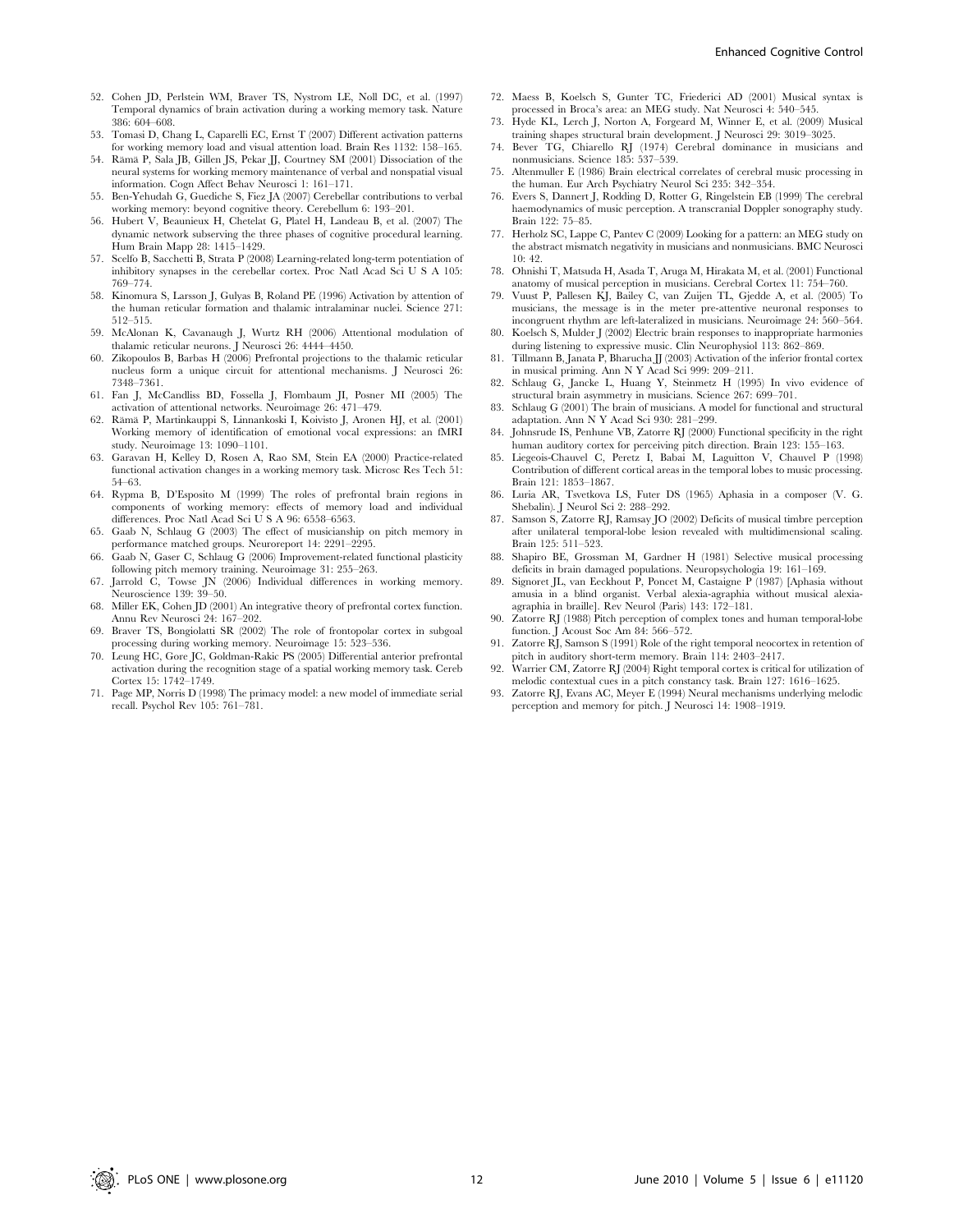52. Cohen JD, Perlstein WM, Braver TS, Nystrom LE, Noll DC, et al. (1997) Temporal dynamics of brain activation during a working memory task. Nature 386: 604–608.
53. Tomasi D, Chang L, Caparelli EC, Ernst T (2007) Different activation patterns for working memory load and visual attention load. Brain Res 1132: 158–165.
54. Rämä P, Sala JB, Gillen JS, Pekar JJ, Courtney SM (2001) Dissociation of the neural systems for working memory maintenance of verbal and nonspatial visual information. Cogn Affect Behav Neurosci 1: 161–171.
55. Ben-Yehudah G, Guediche S, Fiez JA (2007) Cerebellar contributions to verbal working memory: beyond cognitive theory. Cerebellum 6: 193–201.
56. Hubert V, Beaunieux H, Chetelat G, Platel H, Landeau B, et al. (2007) The dynamic network subserving the three phases of cognitive procedural learning. Hum Brain Mapp 28: 1415–1429.
57. Scelfo B, Sacchetti B, Strata P (2008) Learning-related long-term potentiation of inhibitory synapses in the cerebellar cortex. Proc Natl Acad Sci U S A 105: 769–774.
58. Kinomura S, Larsson J, Gulyas B, Roland PE (1996) Activation by attention of the human reticular formation and thalamic intralaminar nuclei. Science 271: 512–515.
59. McAlonan K, Cavanaugh J, Wurtz RH (2006) Attentional modulation of thalamic reticular neurons. J Neurosci 26: 4444–4450.
60. Zikopoulos B, Barbas H (2006) Prefrontal projections to the thalamic reticular nucleus form a unique circuit for attentional mechanisms. J Neurosci 26: 7348–7361.
61. Fan J, McCandliss BD, Fossella J, Flombaum JI, Posner MI (2005) The activation of attentional networks. Neuroimage 26: 471–479.
62. Rämä P, Martinkauppi S, Linnankoski I, Koivisto J, Aronen HJ, et al. (2001) Working memory of identification of emotional vocal expressions: an fMRI study. Neuroimage 13: 1090–1101.
63. Garavan H, Kelley D, Rosen A, Rao SM, Stein EA (2000) Practice-related functional activation changes in a working memory task. Microsc Res Tech 51: 54–63.
64. Rypma B, D'Esposito M (1999) The roles of prefrontal brain regions in components of working memory: effects of memory load and individual differences. Proc Natl Acad Sci U S A 96: 6558–6563.
65. Gaab N, Schlaug G (2003) The effect of musicianship on pitch memory in performance matched groups. Neuroreport 14: 2291–2295.
66. Gaab N, Gaser C, Schlaug G (2006) Improvement-related functional plasticity following pitch memory training. Neuroimage 31: 255–263.
67. Jarrold C, Towse JN (2006) Individual differences in working memory. Neuroscience 139: 39–50.
68. Miller EK, Cohen JD (2001) An integrative theory of prefrontal cortex function. Annu Rev Neurosci 24: 167–202.
69. Braver TS, Bongiolatti SR (2002) The role of frontopolar cortex in subgoal processing during working memory. Neuroimage 15: 523–536.
70. Leung HC, Gore JC, Goldman-Rakic PS (2005) Differential anterior prefrontal activation during the recognition stage of a spatial working memory task. Cereb Cortex 15: 1742–1749.
71. Page MP, Norris D (1998) The primacy model: a new model of immediate serial recall. Psychol Rev 105: 761–781.
72. Maess B, Koelsch S, Gunter TC, Friederici AD (2001) Musical syntax is processed in Broca's area: an MEG study. Nat Neurosci 4: 540–545.
73. Hyde KL, Lerch J, Norton A, Forgeard M, Winner E, et al. (2009) Musical training shapes structural brain development. J Neurosci 29: 3019–3025.
74. Bever TG, Chiarello RJ (1974) Cerebral dominance in musicians and nonmusicians. Science 185: 537–539.
75. Altenmuller E (1986) Brain electrical correlates of cerebral music processing in the human. Eur Arch Psychiatry Neurol Sci 235: 342–354.
76. Evers S, Dannert J, Rodding D, Rotter G, Ringelstein EB (1999) The cerebral haemodynamics of music perception. A transcranial Doppler sonography study. Brain 122: 75–85.
77. Herholz SC, Lappe C, Pantev C (2009) Looking for a pattern: an MEG study on the abstract mismatch negativity in musicians and nonmusicians. BMC Neurosci 10: 42.
78. Ohnishi T, Matsuda H, Asada T, Aruga M, Hirakata M, et al. (2001) Functional anatomy of musical perception in musicians. Cerebral Cortex 11: 754–760.
79. Vuust P, Pallesen KJ, Bailey C, van Zuijen TL, Gjedde A, et al. (2005) To musicians, the message is in the meter pre-attentive neuronal responses to incongruent rhythm are left-lateralized in musicians. Neuroimage 24: 560–564.
80. Koelsch S, Mulder J (2002) Electric brain responses to inappropriate harmonies during listening to expressive music. Clin Neurophysiol 113: 862–869.
81. Tillmann B, Janata P, Bharucha JJ (2003) Activation of the inferior frontal cortex in musical priming. Ann N Y Acad Sci 999: 209–211.
82. Schlaug G, Jancke L, Huang Y, Steinmetz H (1995) In vivo evidence of structural brain asymmetry in musicians. Science 267: 699–701.
83. Schlaug G (2001) The brain of musicians. A model for functional and structural adaptation. Ann N Y Acad Sci 930: 281–299.
84. Johnsrude IS, Penhune VB, Zatorre RJ (2000) Functional specificity in the right human auditory cortex for perceiving pitch direction. Brain 123: 155–163.
85. Liegeois-Chauvel C, Peretz I, Babai M, Laguitton V, Chauvel P (1998) Contribution of different cortical areas in the temporal lobes to music processing. Brain 121: 1853–1867.
86. Luria AR, Tsvetkova LS, Futer DS (1965) Aphasia in a composer (V. G. Shebalin). J Neurol Sci 2: 288–292.
87. Samson S, Zatorre RJ, Ramsay JO (2002) Deficits of musical timbre perception after unilateral temporal-lobe lesion revealed with multidimensional scaling. Brain 125: 511–523.
88. Shapiro BE, Grossman M, Gardner H (1981) Selective musical processing deficits in brain damaged populations. Neuropsychologia 19: 161–169.
89. Signoret JL, van Eeckhout P, Poncet M, Castaigne P (1987) [Aphasia without amusia in a blind organist. Verbal alexia-agraphia without musical alexia-agraphia in braille]. Rev Neurol (Paris) 143: 172–181.
90. Zatorre RJ (1988) Pitch perception of complex tones and human temporal-lobe function. J Acoust Soc Am 84: 566–572.
91. Zatorre RJ, Samson S (1991) Role of the right temporal neocortex in retention of pitch in auditory short-term memory. Brain 114: 2403–2417.
92. Warrier CM, Zatorre RJ (2004) Right temporal cortex is critical for utilization of melodic contextual cues in a pitch constancy task. Brain 127: 1616–1625.
93. Zatorre RJ, Evans AC, Meyer E (1994) Neural mechanisms underlying melodic perception and memory for pitch. J Neurosci 14: 1908–1919.